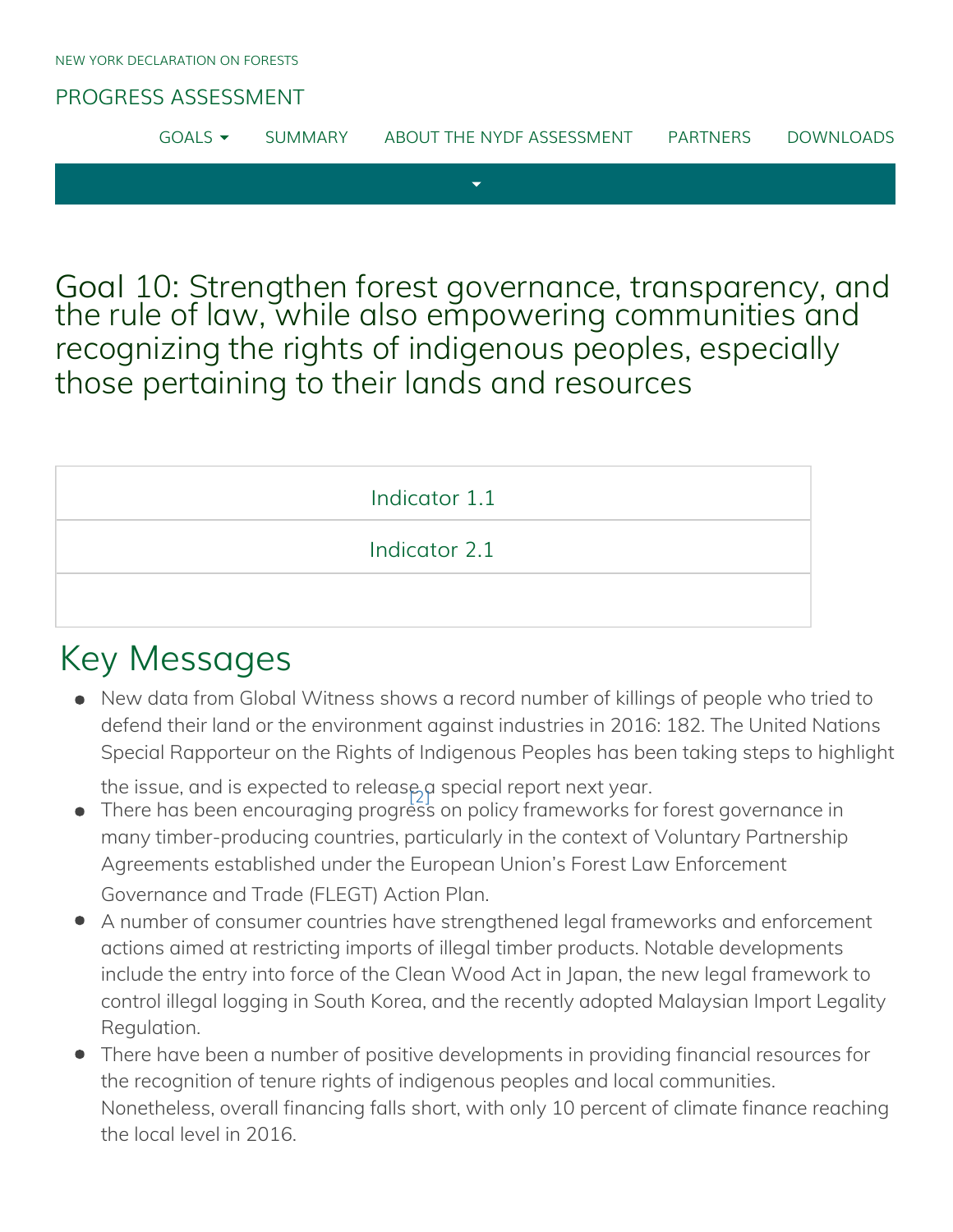NEW YORK DECLARATION ON FORESTS

PROGRESS ASSESSMENT

GOALS SUMMARY ABOUT THE NYDF ASSESSMENT PARTNERS DOWNLOADS

# Goal 10: Strengthen forest governance, transparency, and the rule of law, while also empowering communities and recognizing the rights of indigenous peoples, especially those pertaining to their lands and resources

| Indicator 1.1 |
|---|
| Indicator 2.1 |
| |

## Key Messages

- New data from Global Witness shows a record number of killings of people who tried to defend their land or the environment against industries in 2016: 182. The United Nations Special Rapporteur on the Rights of Indigenous Peoples has been taking steps to highlight the issue, and is expected to release a special report next year.[2]
- There has been encouraging progress on policy frameworks for forest governance in many timber-producing countries, particularly in the context of Voluntary Partnership Agreements established under the European Union's Forest Law Enforcement Governance and Trade (FLEGT) Action Plan.
- A number of consumer countries have strengthened legal frameworks and enforcement actions aimed at restricting imports of illegal timber products. Notable developments include the entry into force of the Clean Wood Act in Japan, the new legal framework to control illegal logging in South Korea, and the recently adopted Malaysian Import Legality Regulation.
- There have been a number of positive developments in providing financial resources for the recognition of tenure rights of indigenous peoples and local communities. Nonetheless, overall financing falls short, with only 10 percent of climate finance reaching the local level in 2016.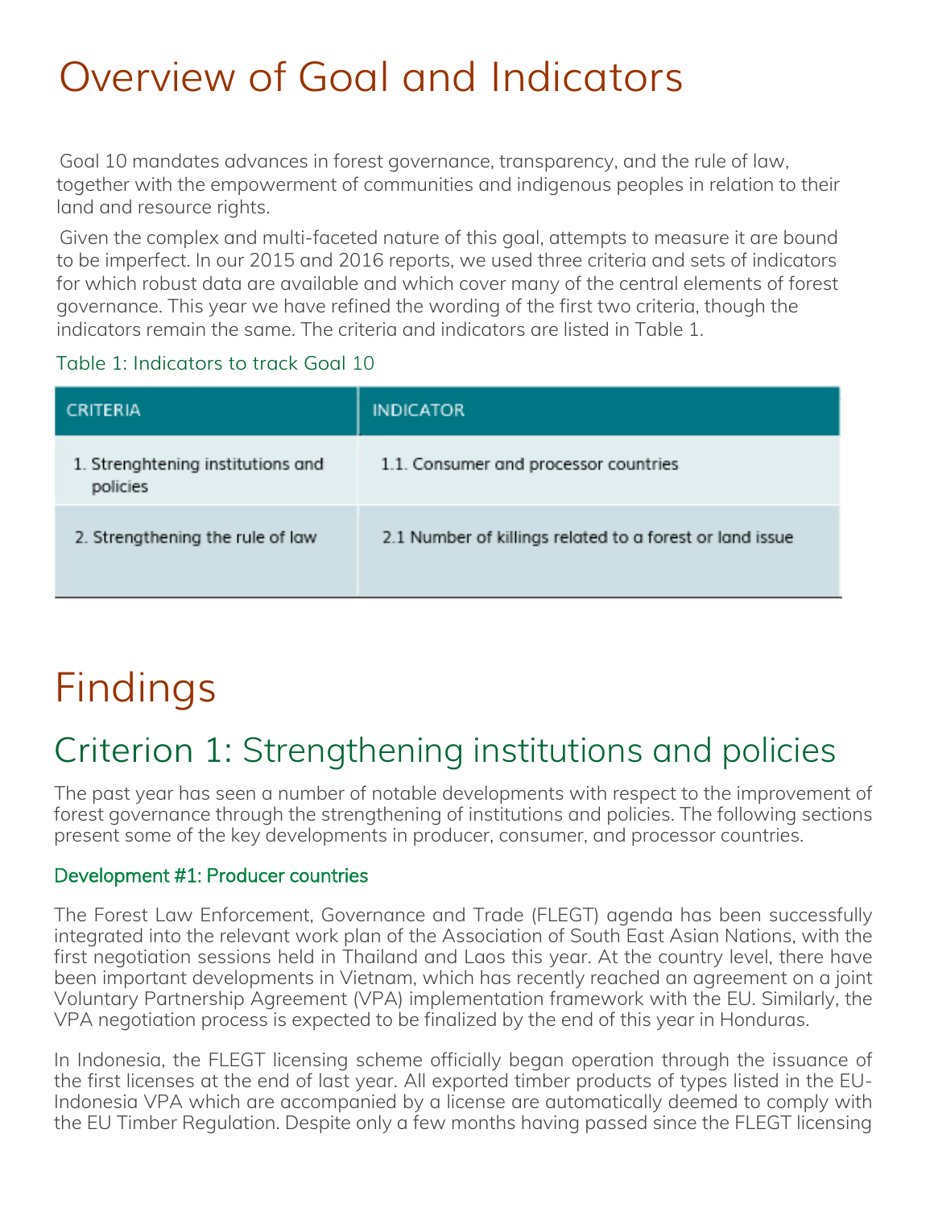# Overview of Goal and Indicators

Goal 10 mandates advances in forest governance, transparency, and the rule of law, together with the empowerment of communities and indigenous peoples in relation to their land and resource rights.

Given the complex and multi-faceted nature of this goal, attempts to measure it are bound to be imperfect. In our 2015 and 2016 reports, we used three criteria and sets of indicators for which robust data are available and which cover many of the central elements of forest governance. This year we have refined the wording of the first two criteria, though the indicators remain the same. The criteria and indicators are listed in Table 1.

Table 1: Indicators to track Goal 10

| CRITERIA | INDICATOR |
| --- | --- |
| 1. Strenghtening institutions and policies | 1.1. Consumer and processor countries |
| 2. Strengthening the rule of law | 2.1 Number of killings related to a forest or land issue |

# Findings

## Criterion 1: Strengthening institutions and policies

The past year has seen a number of notable developments with respect to the improvement of forest governance through the strengthening of institutions and policies. The following sections present some of the key developments in producer, consumer, and processor countries.

### Development #1: Producer countries

The Forest Law Enforcement, Governance and Trade (FLEGT) agenda has been successfully integrated into the relevant work plan of the Association of South East Asian Nations, with the first negotiation sessions held in Thailand and Laos this year. At the country level, there have been important developments in Vietnam, which has recently reached an agreement on a joint Voluntary Partnership Agreement (VPA) implementation framework with the EU. Similarly, the VPA negotiation process is expected to be finalized by the end of this year in Honduras.

In Indonesia, the FLEGT licensing scheme officially began operation through the issuance of the first licenses at the end of last year. All exported timber products of types listed in the EU-Indonesia VPA which are accompanied by a license are automatically deemed to comply with the EU Timber Regulation. Despite only a few months having passed since the FLEGT licensing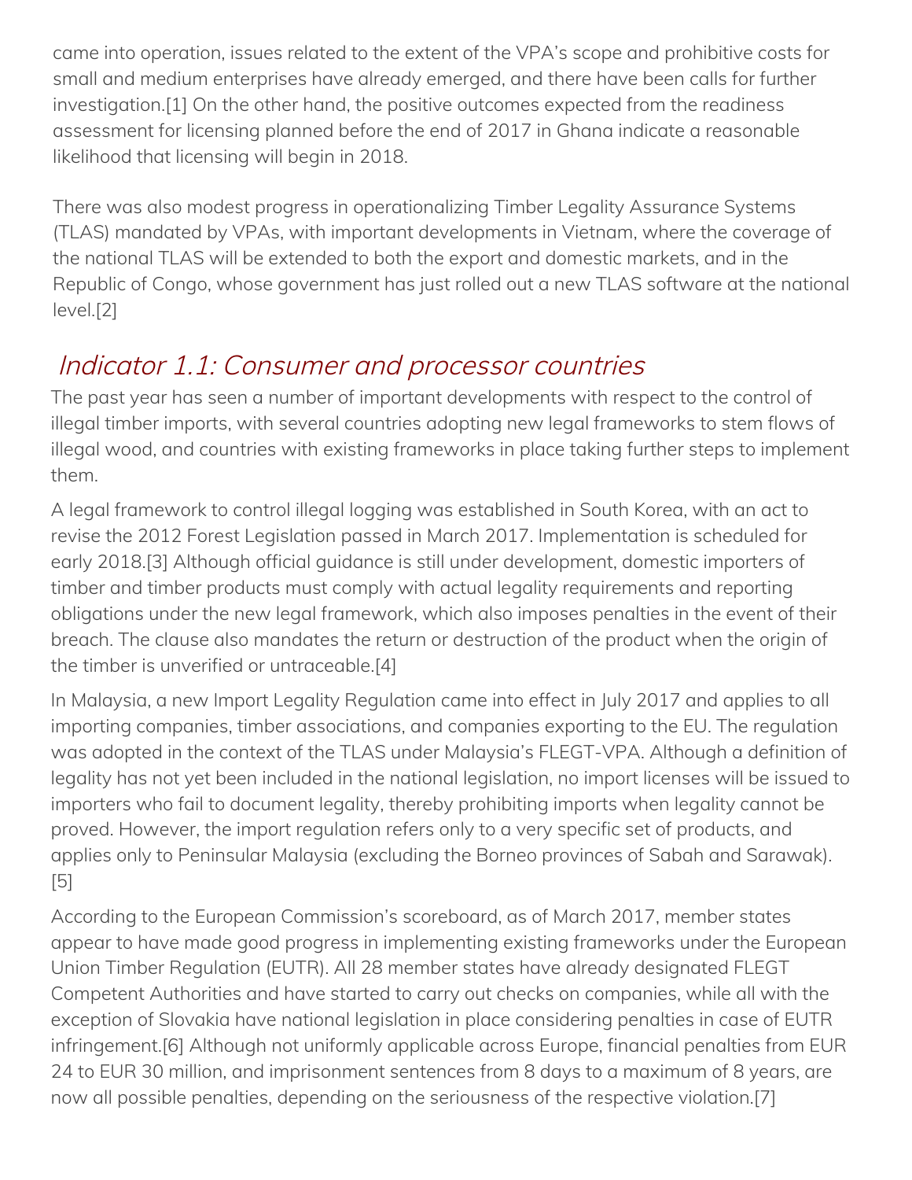came into operation, issues related to the extent of the VPA's scope and prohibitive costs for small and medium enterprises have already emerged, and there have been calls for further investigation.[1] On the other hand, the positive outcomes expected from the readiness assessment for licensing planned before the end of 2017 in Ghana indicate a reasonable likelihood that licensing will begin in 2018.

There was also modest progress in operationalizing Timber Legality Assurance Systems (TLAS) mandated by VPAs, with important developments in Vietnam, where the coverage of the national TLAS will be extended to both the export and domestic markets, and in the Republic of Congo, whose government has just rolled out a new TLAS software at the national level.[2]

## *Indicator 1.1: Consumer and processor countries*

The past year has seen a number of important developments with respect to the control of illegal timber imports, with several countries adopting new legal frameworks to stem flows of illegal wood, and countries with existing frameworks in place taking further steps to implement them.

A legal framework to control illegal logging was established in South Korea, with an act to revise the 2012 Forest Legislation passed in March 2017. Implementation is scheduled for early 2018.[3] Although official guidance is still under development, domestic importers of timber and timber products must comply with actual legality requirements and reporting obligations under the new legal framework, which also imposes penalties in the event of their breach. The clause also mandates the return or destruction of the product when the origin of the timber is unverified or untraceable.[4]

In Malaysia, a new Import Legality Regulation came into effect in July 2017 and applies to all importing companies, timber associations, and companies exporting to the EU. The regulation was adopted in the context of the TLAS under Malaysia's FLEGT-VPA. Although a definition of legality has not yet been included in the national legislation, no import licenses will be issued to importers who fail to document legality, thereby prohibiting imports when legality cannot be proved. However, the import regulation refers only to a very specific set of products, and applies only to Peninsular Malaysia (excluding the Borneo provinces of Sabah and Sarawak).[5]

According to the European Commission's scoreboard, as of March 2017, member states appear to have made good progress in implementing existing frameworks under the European Union Timber Regulation (EUTR). All 28 member states have already designated FLEGT Competent Authorities and have started to carry out checks on companies, while all with the exception of Slovakia have national legislation in place considering penalties in case of EUTR infringement.[6] Although not uniformly applicable across Europe, financial penalties from EUR 24 to EUR 30 million, and imprisonment sentences from 8 days to a maximum of 8 years, are now all possible penalties, depending on the seriousness of the respective violation.[7]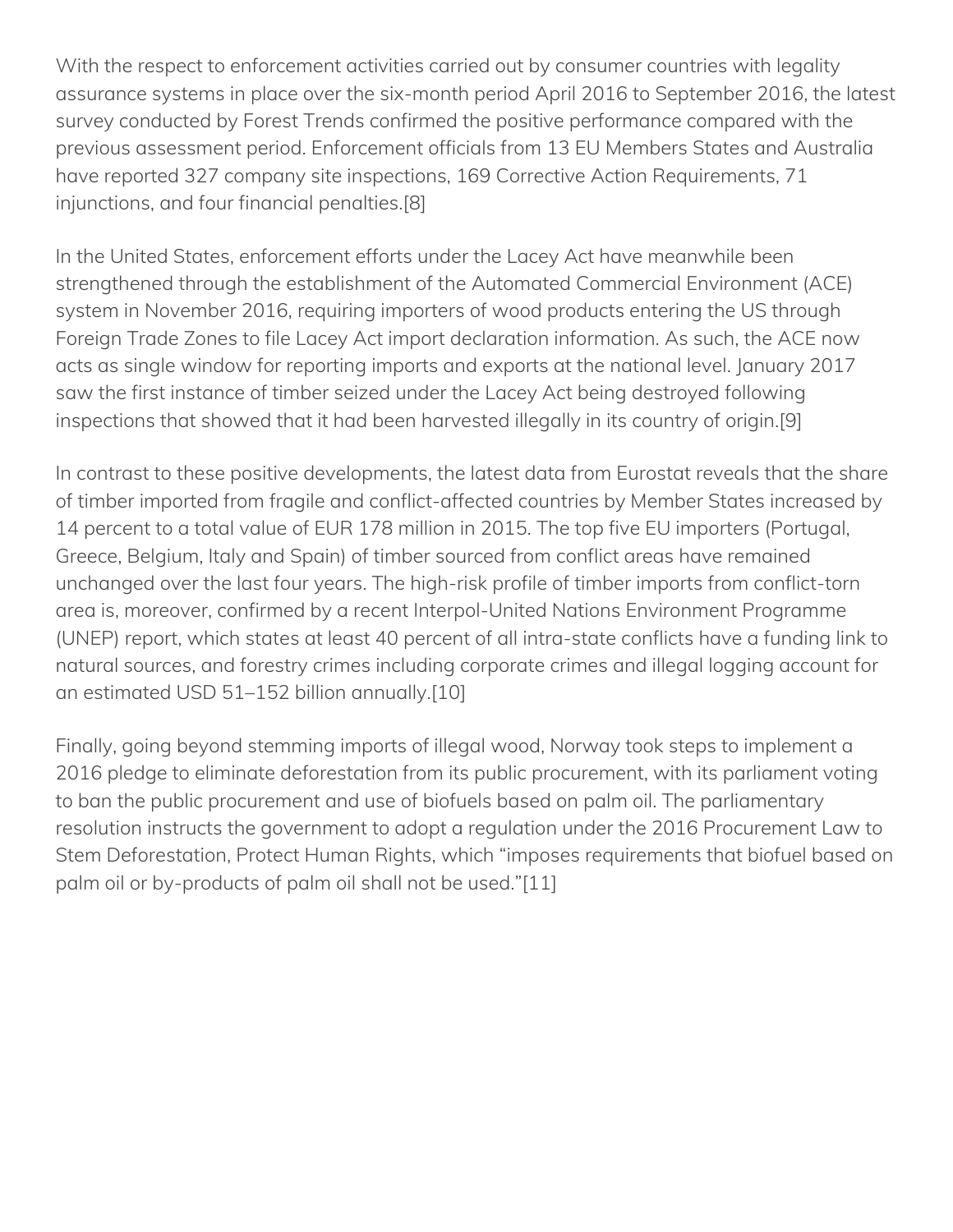With the respect to enforcement activities carried out by consumer countries with legality assurance systems in place over the six-month period April 2016 to September 2016, the latest survey conducted by Forest Trends confirmed the positive performance compared with the previous assessment period. Enforcement officials from 13 EU Members States and Australia have reported 327 company site inspections, 169 Corrective Action Requirements, 71 injunctions, and four financial penalties.[8]

In the United States, enforcement efforts under the Lacey Act have meanwhile been strengthened through the establishment of the Automated Commercial Environment (ACE) system in November 2016, requiring importers of wood products entering the US through Foreign Trade Zones to file Lacey Act import declaration information. As such, the ACE now acts as single window for reporting imports and exports at the national level. January 2017 saw the first instance of timber seized under the Lacey Act being destroyed following inspections that showed that it had been harvested illegally in its country of origin.[9]

In contrast to these positive developments, the latest data from Eurostat reveals that the share of timber imported from fragile and conflict-affected countries by Member States increased by 14 percent to a total value of EUR 178 million in 2015. The top five EU importers (Portugal, Greece, Belgium, Italy and Spain) of timber sourced from conflict areas have remained unchanged over the last four years. The high-risk profile of timber imports from conflict-torn area is, moreover, confirmed by a recent Interpol-United Nations Environment Programme (UNEP) report, which states at least 40 percent of all intra-state conflicts have a funding link to natural sources, and forestry crimes including corporate crimes and illegal logging account for an estimated USD 51–152 billion annually.[10]

Finally, going beyond stemming imports of illegal wood, Norway took steps to implement a 2016 pledge to eliminate deforestation from its public procurement, with its parliament voting to ban the public procurement and use of biofuels based on palm oil. The parliamentary resolution instructs the government to adopt a regulation under the 2016 Procurement Law to Stem Deforestation, Protect Human Rights, which "imposes requirements that biofuel based on palm oil or by-products of palm oil shall not be used."[11]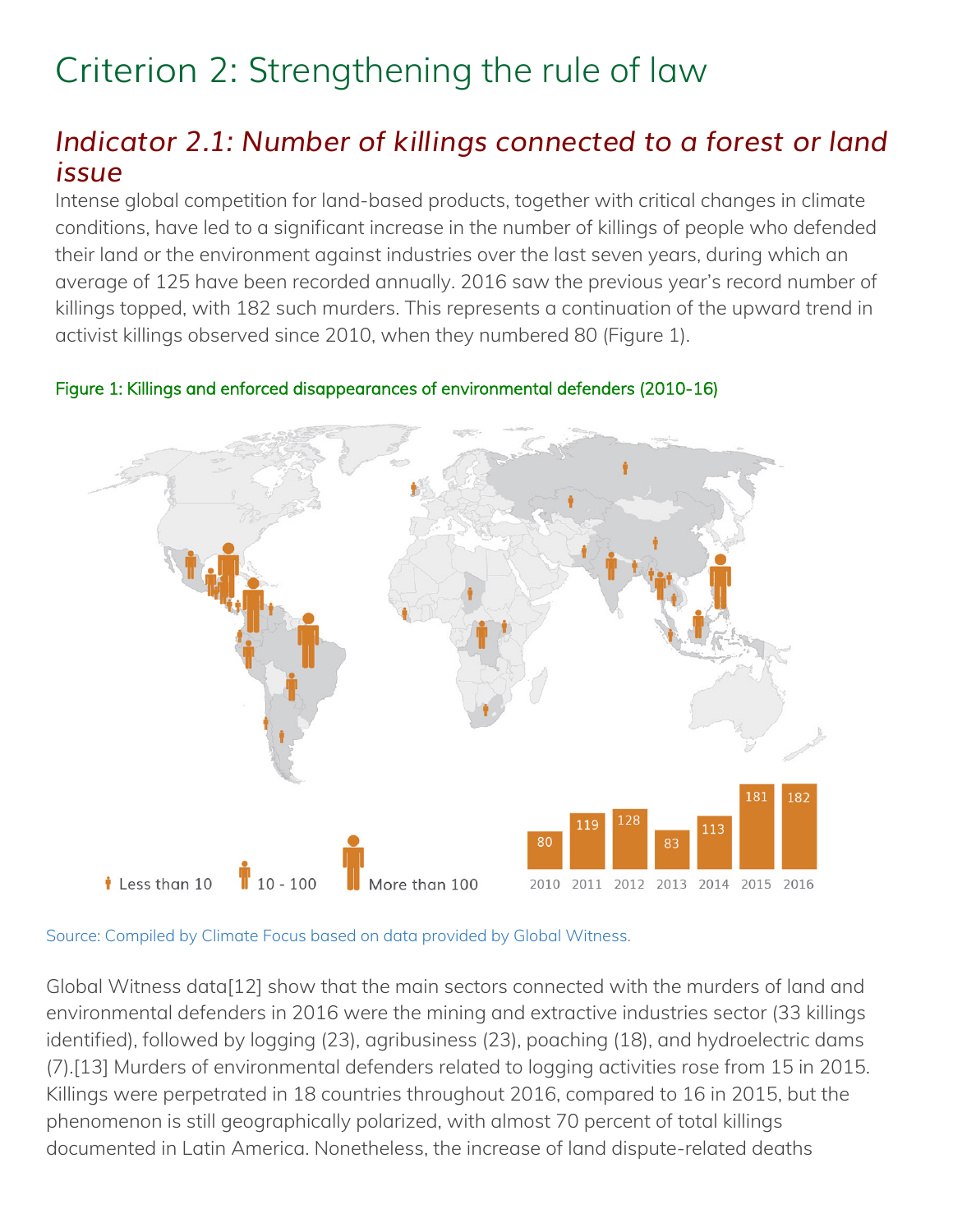# Criterion 2: Strengthening the rule of law

## *Indicator 2.1: Number of killings connected to a forest or land issue*

Intense global competition for land-based products, together with critical changes in climate conditions, have led to a significant increase in the number of killings of people who defended their land or the environment against industries over the last seven years, during which an average of 125 have been recorded annually. 2016 saw the previous year's record number of killings topped, with 182 such murders. This represents a continuation of the upward trend in activist killings observed since 2010, when they numbered 80 (Figure 1).

Figure 1: Killings and enforced disappearances of environmental defenders (2010-16)

Less than 10 | 10 - 100 | More than 100

| 2010 | 2011 | 2012 | 2013 | 2014 | 2015 | 2016 |
| --- | --- | --- | --- | --- | --- | --- |
| 80 | 119 | 128 | 83 | 113 | 181 | 182 |

Source: Compiled by Climate Focus based on data provided by Global Witness.

Global Witness data[12] show that the main sectors connected with the murders of land and environmental defenders in 2016 were the mining and extractive industries sector (33 killings identified), followed by logging (23), agribusiness (23), poaching (18), and hydroelectric dams (7).[13] Murders of environmental defenders related to logging activities rose from 15 in 2015. Killings were perpetrated in 18 countries throughout 2016, compared to 16 in 2015, but the phenomenon is still geographically polarized, with almost 70 percent of total killings documented in Latin America. Nonetheless, the increase of land dispute-related deaths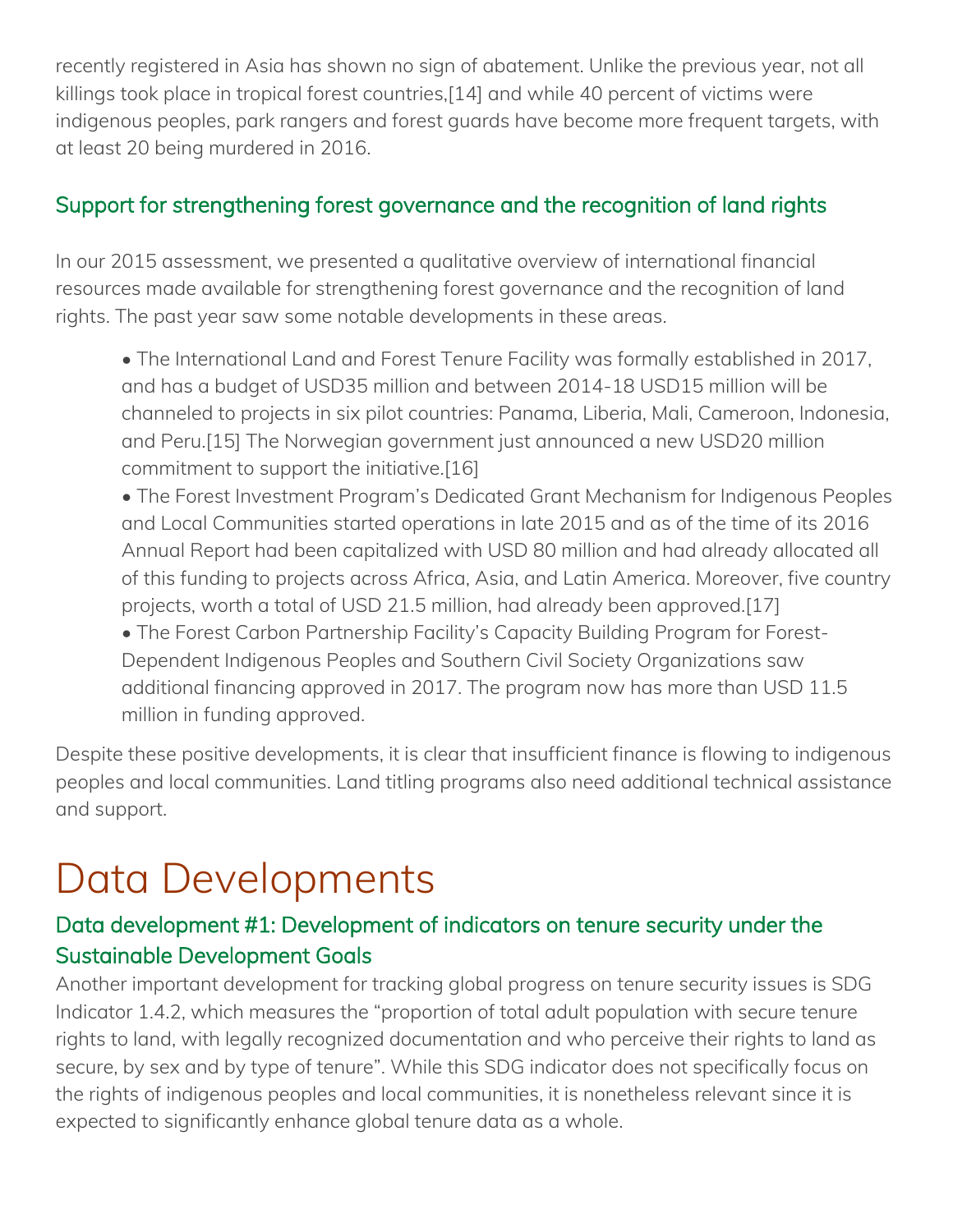recently registered in Asia has shown no sign of abatement. Unlike the previous year, not all killings took place in tropical forest countries,[14] and while 40 percent of victims were indigenous peoples, park rangers and forest guards have become more frequent targets, with at least 20 being murdered in 2016.

### Support for strengthening forest governance and the recognition of land rights

In our 2015 assessment, we presented a qualitative overview of international financial resources made available for strengthening forest governance and the recognition of land rights. The past year saw some notable developments in these areas.

- The International Land and Forest Tenure Facility was formally established in 2017, and has a budget of USD35 million and between 2014-18 USD15 million will be channeled to projects in six pilot countries: Panama, Liberia, Mali, Cameroon, Indonesia, and Peru.[15] The Norwegian government just announced a new USD20 million commitment to support the initiative.[16]
- The Forest Investment Program's Dedicated Grant Mechanism for Indigenous Peoples and Local Communities started operations in late 2015 and as of the time of its 2016 Annual Report had been capitalized with USD 80 million and had already allocated all of this funding to projects across Africa, Asia, and Latin America. Moreover, five country projects, worth a total of USD 21.5 million, had already been approved.[17]
- The Forest Carbon Partnership Facility's Capacity Building Program for Forest-Dependent Indigenous Peoples and Southern Civil Society Organizations saw additional financing approved in 2017. The program now has more than USD 11.5 million in funding approved.

Despite these positive developments, it is clear that insufficient finance is flowing to indigenous peoples and local communities. Land titling programs also need additional technical assistance and support.

# Data Developments

### Data development #1: Development of indicators on tenure security under the Sustainable Development Goals

Another important development for tracking global progress on tenure security issues is SDG Indicator 1.4.2, which measures the "proportion of total adult population with secure tenure rights to land, with legally recognized documentation and who perceive their rights to land as secure, by sex and by type of tenure". While this SDG indicator does not specifically focus on the rights of indigenous peoples and local communities, it is nonetheless relevant since it is expected to significantly enhance global tenure data as a whole.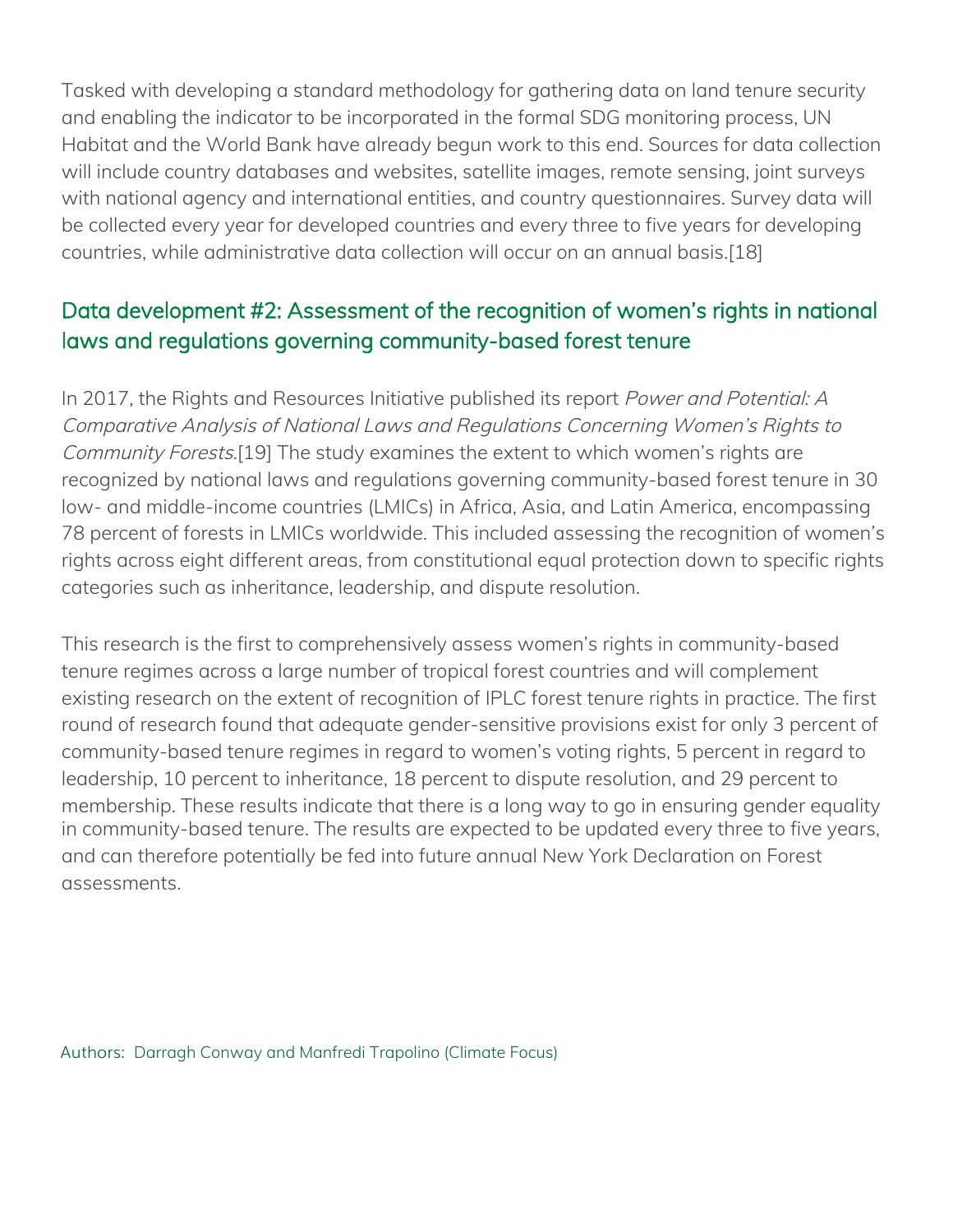Tasked with developing a standard methodology for gathering data on land tenure security and enabling the indicator to be incorporated in the formal SDG monitoring process, UN Habitat and the World Bank have already begun work to this end. Sources for data collection will include country databases and websites, satellite images, remote sensing, joint surveys with national agency and international entities, and country questionnaires. Survey data will be collected every year for developed countries and every three to five years for developing countries, while administrative data collection will occur on an annual basis.[18]

## Data development #2: Assessment of the recognition of women's rights in national laws and regulations governing community-based forest tenure

In 2017, the Rights and Resources Initiative published its report *Power and Potential: A Comparative Analysis of National Laws and Regulations Concerning Women's Rights to Community Forests*.[19] The study examines the extent to which women's rights are recognized by national laws and regulations governing community-based forest tenure in 30 low- and middle-income countries (LMICs) in Africa, Asia, and Latin America, encompassing 78 percent of forests in LMICs worldwide. This included assessing the recognition of women's rights across eight different areas, from constitutional equal protection down to specific rights categories such as inheritance, leadership, and dispute resolution.

This research is the first to comprehensively assess women's rights in community-based tenure regimes across a large number of tropical forest countries and will complement existing research on the extent of recognition of IPLC forest tenure rights in practice. The first round of research found that adequate gender-sensitive provisions exist for only 3 percent of community-based tenure regimes in regard to women's voting rights, 5 percent in regard to leadership, 10 percent to inheritance, 18 percent to dispute resolution, and 29 percent to membership. These results indicate that there is a long way to go in ensuring gender equality in community-based tenure. The results are expected to be updated every three to five years, and can therefore potentially be fed into future annual New York Declaration on Forest assessments.

Authors: Darragh Conway and Manfredi Trapolino (Climate Focus)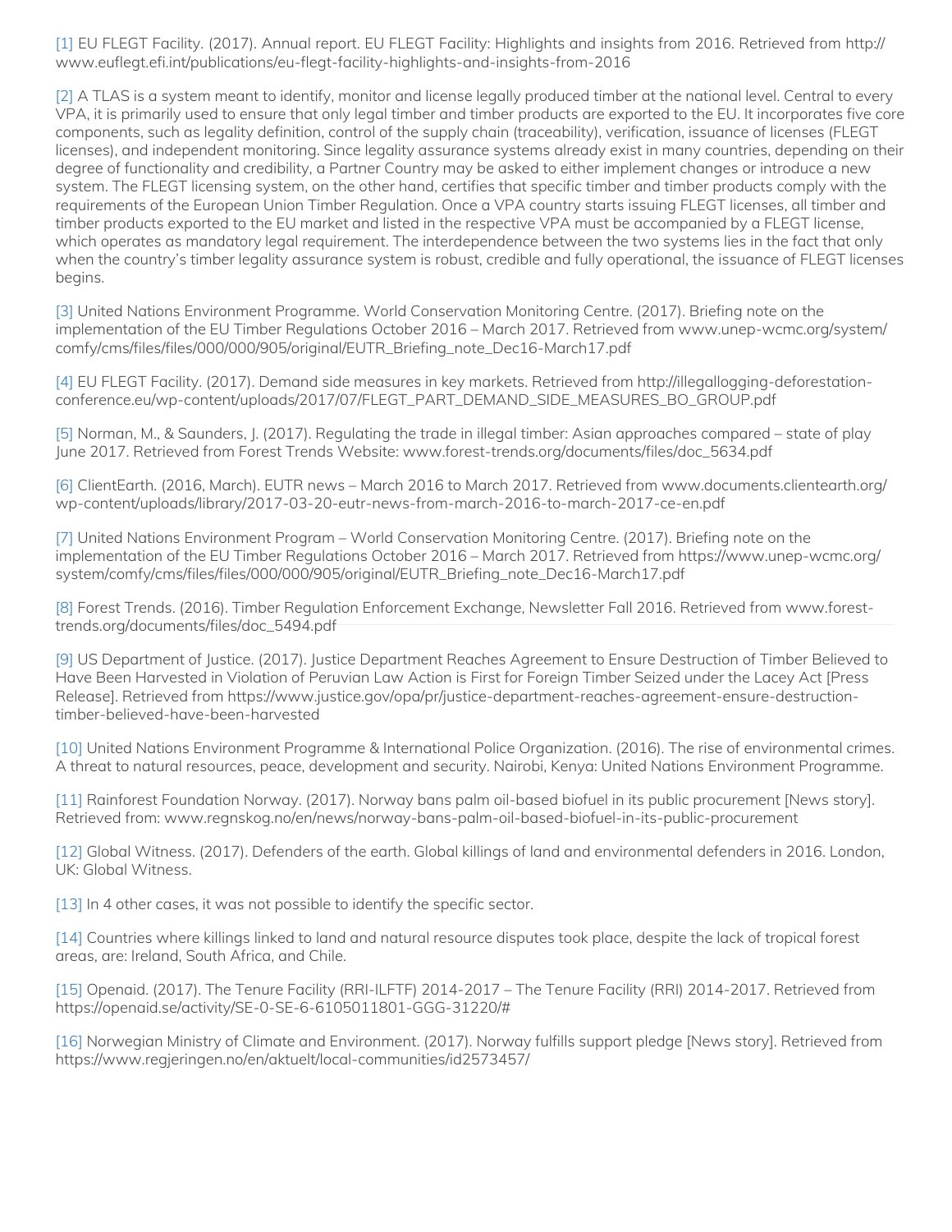[1] EU FLEGT Facility. (2017). Annual report. EU FLEGT Facility: Highlights and insights from 2016. Retrieved from http://www.euflegt.efi.int/publications/eu-flegt-facility-highlights-and-insights-from-2016

[2] A TLAS is a system meant to identify, monitor and license legally produced timber at the national level. Central to every VPA, it is primarily used to ensure that only legal timber and timber products are exported to the EU. It incorporates five core components, such as legality definition, control of the supply chain (traceability), verification, issuance of licenses (FLEGT licenses), and independent monitoring. Since legality assurance systems already exist in many countries, depending on their degree of functionality and credibility, a Partner Country may be asked to either implement changes or introduce a new system. The FLEGT licensing system, on the other hand, certifies that specific timber and timber products comply with the requirements of the European Union Timber Regulation. Once a VPA country starts issuing FLEGT licenses, all timber and timber products exported to the EU market and listed in the respective VPA must be accompanied by a FLEGT license, which operates as mandatory legal requirement. The interdependence between the two systems lies in the fact that only when the country's timber legality assurance system is robust, credible and fully operational, the issuance of FLEGT licenses begins.

[3] United Nations Environment Programme. World Conservation Monitoring Centre. (2017). Briefing note on the implementation of the EU Timber Regulations October 2016 – March 2017. Retrieved from www.unep-wcmc.org/system/comfy/cms/files/files/000/000/905/original/EUTR_Briefing_note_Dec16-March17.pdf

[4] EU FLEGT Facility. (2017). Demand side measures in key markets. Retrieved from http://illegallogging-deforestation-conference.eu/wp-content/uploads/2017/07/FLEGT_PART_DEMAND_SIDE_MEASURES_BO_GROUP.pdf

[5] Norman, M., & Saunders, J. (2017). Regulating the trade in illegal timber: Asian approaches compared – state of play June 2017. Retrieved from Forest Trends Website: www.forest-trends.org/documents/files/doc_5634.pdf

[6] ClientEarth. (2016, March). EUTR news – March 2016 to March 2017. Retrieved from www.documents.clientearth.org/wp-content/uploads/library/2017-03-20-eutr-news-from-march-2016-to-march-2017-ce-en.pdf

[7] United Nations Environment Program – World Conservation Monitoring Centre. (2017). Briefing note on the implementation of the EU Timber Regulations October 2016 – March 2017. Retrieved from https://www.unep-wcmc.org/system/comfy/cms/files/files/000/000/905/original/EUTR_Briefing_note_Dec16-March17.pdf

[8] Forest Trends. (2016). Timber Regulation Enforcement Exchange, Newsletter Fall 2016. Retrieved from www.forest-trends.org/documents/files/doc_5494.pdf

[9] US Department of Justice. (2017). Justice Department Reaches Agreement to Ensure Destruction of Timber Believed to Have Been Harvested in Violation of Peruvian Law Action is First for Foreign Timber Seized under the Lacey Act [Press Release]. Retrieved from https://www.justice.gov/opa/pr/justice-department-reaches-agreement-ensure-destruction-timber-believed-have-been-harvested

[10] United Nations Environment Programme & International Police Organization. (2016). The rise of environmental crimes. A threat to natural resources, peace, development and security. Nairobi, Kenya: United Nations Environment Programme.

[11] Rainforest Foundation Norway. (2017). Norway bans palm oil-based biofuel in its public procurement [News story]. Retrieved from: www.regnskog.no/en/news/norway-bans-palm-oil-based-biofuel-in-its-public-procurement

[12] Global Witness. (2017). Defenders of the earth. Global killings of land and environmental defenders in 2016. London, UK: Global Witness.

[13] In 4 other cases, it was not possible to identify the specific sector.

[14] Countries where killings linked to land and natural resource disputes took place, despite the lack of tropical forest areas, are: Ireland, South Africa, and Chile.

[15] Openaid. (2017). The Tenure Facility (RRI-ILFTF) 2014-2017 – The Tenure Facility (RRI) 2014-2017. Retrieved from https://openaid.se/activity/SE-0-SE-6-6105011801-GGG-31220/#

[16] Norwegian Ministry of Climate and Environment. (2017). Norway fulfills support pledge [News story]. Retrieved from https://www.regjeringen.no/en/aktuelt/local-communities/id2573457/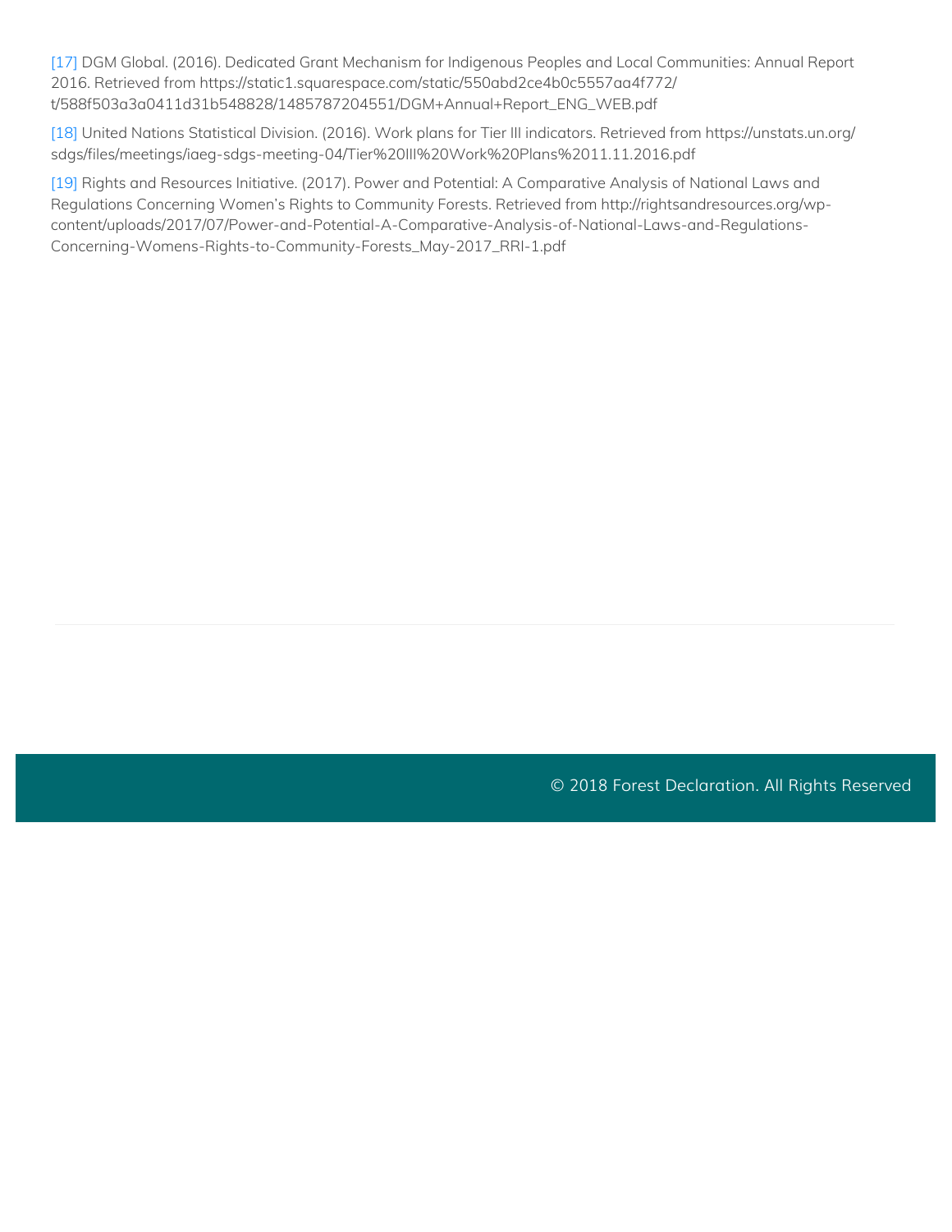[17] DGM Global. (2016). Dedicated Grant Mechanism for Indigenous Peoples and Local Communities: Annual Report 2016. Retrieved from https://static1.squarespace.com/static/550abd2ce4b0c5557aa4f772/t/588f503a3a0411d31b548828/1485787204551/DGM+Annual+Report_ENG_WEB.pdf

[18] United Nations Statistical Division. (2016). Work plans for Tier III indicators. Retrieved from https://unstats.un.org/sdgs/files/meetings/iaeg-sdgs-meeting-04/Tier%20III%20Work%20Plans%2011.11.2016.pdf

[19] Rights and Resources Initiative. (2017). Power and Potential: A Comparative Analysis of National Laws and Regulations Concerning Women's Rights to Community Forests. Retrieved from http://rightsandresources.org/wp-content/uploads/2017/07/Power-and-Potential-A-Comparative-Analysis-of-National-Laws-and-Regulations-Concerning-Womens-Rights-to-Community-Forests_May-2017_RRI-1.pdf

© 2018 Forest Declaration. All Rights Reserved